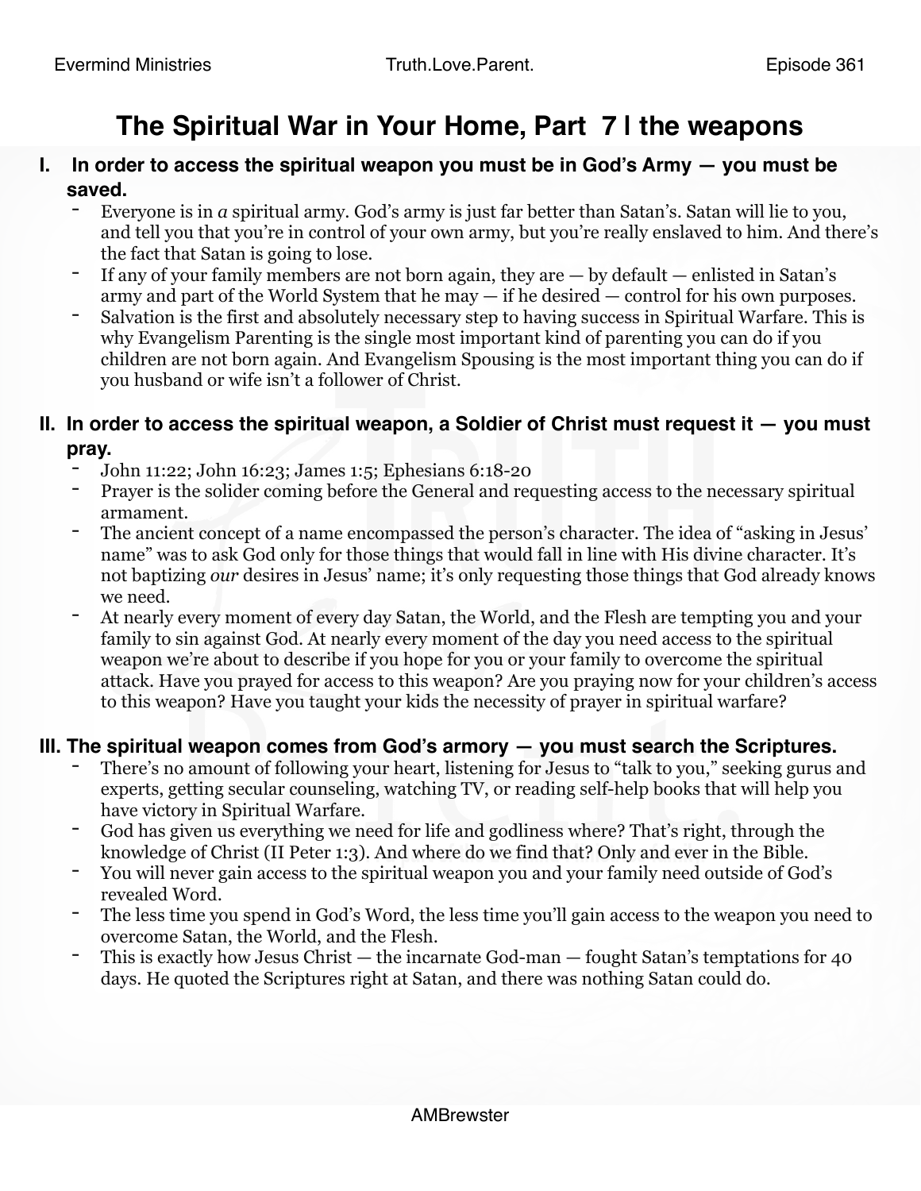# The Spiritual War in Your Home, Part 7 | the weapons

## I. In order to access the spiritual weapon you must be in God's Army — you must be saved.

- Everyone is in *a* spiritual army. God's army is just far better than Satan's. Satan will lie to you, and tell you that you're in control of your own army, but you're really enslaved to him. And there's the fact that Satan is going to lose.
- If any of your family members are not born again, they are — by default — enlisted in Satan's army and part of the World System that he may — if he desired — control for his own purposes.
- Salvation is the first and absolutely necessary step to having success in Spiritual Warfare. This is why Evangelism Parenting is the single most important kind of parenting you can do if you children are not born again. And Evangelism Spousing is the most important thing you can do if you husband or wife isn't a follower of Christ.

## II. In order to access the spiritual weapon, a Soldier of Christ must request it — you must pray.

- John 11:22; John 16:23; James 1:5; Ephesians 6:18-20
- Prayer is the solider coming before the General and requesting access to the necessary spiritual armament.
- The ancient concept of a name encompassed the person's character. The idea of "asking in Jesus' name" was to ask God only for those things that would fall in line with His divine character. It's not baptizing *our* desires in Jesus' name; it's only requesting those things that God already knows we need.
- At nearly every moment of every day Satan, the World, and the Flesh are tempting you and your family to sin against God. At nearly every moment of the day you need access to the spiritual weapon we're about to describe if you hope for you or your family to overcome the spiritual attack. Have you prayed for access to this weapon? Are you praying now for your children's access to this weapon? Have you taught your kids the necessity of prayer in spiritual warfare?

## III. The spiritual weapon comes from God's armory — you must search the Scriptures.

- There's no amount of following your heart, listening for Jesus to "talk to you," seeking gurus and experts, getting secular counseling, watching TV, or reading self-help books that will help you have victory in Spiritual Warfare.
- God has given us everything we need for life and godliness where? That's right, through the knowledge of Christ (II Peter 1:3). And where do we find that? Only and ever in the Bible.
- You will never gain access to the spiritual weapon you and your family need outside of God's revealed Word.
- The less time you spend in God's Word, the less time you'll gain access to the weapon you need to overcome Satan, the World, and the Flesh.
- This is exactly how Jesus Christ — the incarnate God-man — fought Satan's temptations for 40 days. He quoted the Scriptures right at Satan, and there was nothing Satan could do.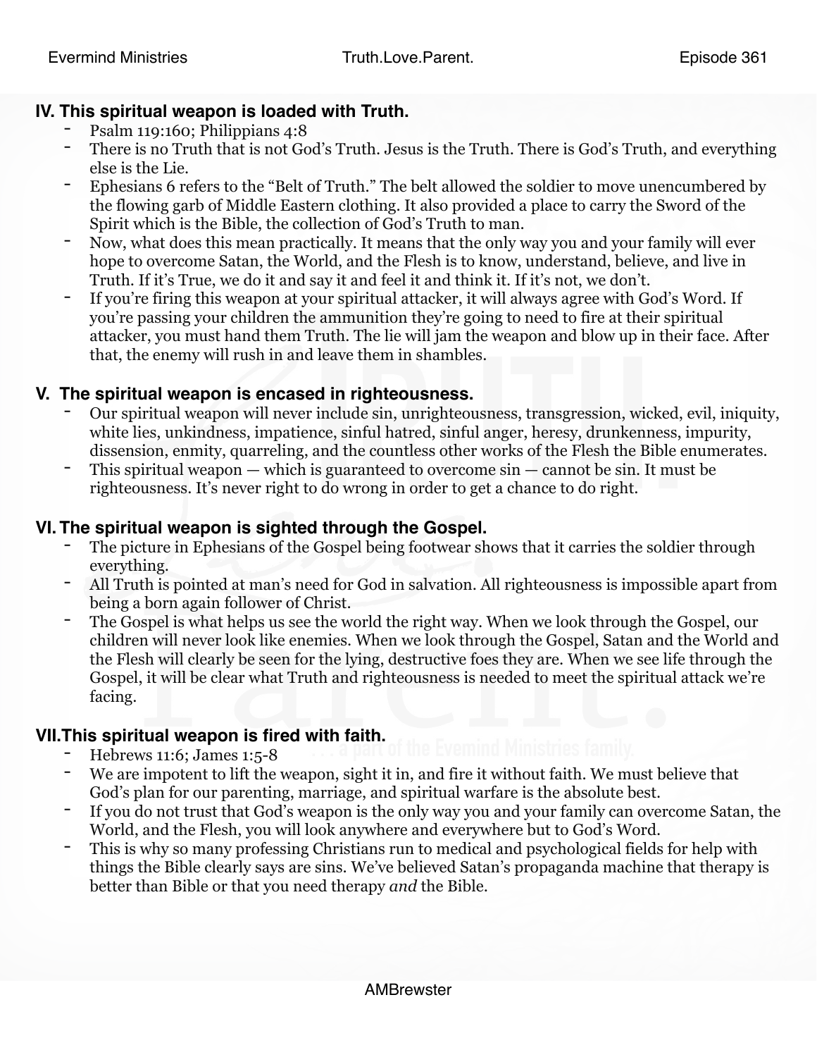## IV. This spiritual weapon is loaded with Truth.

- Psalm 119:160; Philippians 4:8
- There is no Truth that is not God's Truth. Jesus is the Truth. There is God's Truth, and everything else is the Lie.
- Ephesians 6 refers to the "Belt of Truth." The belt allowed the soldier to move unencumbered by the flowing garb of Middle Eastern clothing. It also provided a place to carry the Sword of the Spirit which is the Bible, the collection of God's Truth to man.
- Now, what does this mean practically. It means that the only way you and your family will ever hope to overcome Satan, the World, and the Flesh is to know, understand, believe, and live in Truth. If it's True, we do it and say it and feel it and think it. If it's not, we don't.
- If you're firing this weapon at your spiritual attacker, it will always agree with God's Word. If you're passing your children the ammunition they're going to need to fire at their spiritual attacker, you must hand them Truth. The lie will jam the weapon and blow up in their face. After that, the enemy will rush in and leave them in shambles.

## V. The spiritual weapon is encased in righteousness.

- Our spiritual weapon will never include sin, unrighteousness, transgression, wicked, evil, iniquity, white lies, unkindness, impatience, sinful hatred, sinful anger, heresy, drunkenness, impurity, dissension, enmity, quarreling, and the countless other works of the Flesh the Bible enumerates.
- This spiritual weapon — which is guaranteed to overcome sin — cannot be sin. It must be righteousness. It's never right to do wrong in order to get a chance to do right.

## VI. The spiritual weapon is sighted through the Gospel.

- The picture in Ephesians of the Gospel being footwear shows that it carries the soldier through everything.
- All Truth is pointed at man's need for God in salvation. All righteousness is impossible apart from being a born again follower of Christ.
- The Gospel is what helps us see the world the right way. When we look through the Gospel, our children will never look like enemies. When we look through the Gospel, Satan and the World and the Flesh will clearly be seen for the lying, destructive foes they are. When we see life through the Gospel, it will be clear what Truth and righteousness is needed to meet the spiritual attack we're facing.

## VII. This spiritual weapon is fired with faith.

- Hebrews 11:6; James 1:5-8
- We are impotent to lift the weapon, sight it in, and fire it without faith. We must believe that God's plan for our parenting, marriage, and spiritual warfare is the absolute best.
- If you do not trust that God's weapon is the only way you and your family can overcome Satan, the World, and the Flesh, you will look anywhere and everywhere but to God's Word.
- This is why so many professing Christians run to medical and psychological fields for help with things the Bible clearly says are sins. We've believed Satan's propaganda machine that therapy is better than Bible or that you need therapy *and* the Bible.